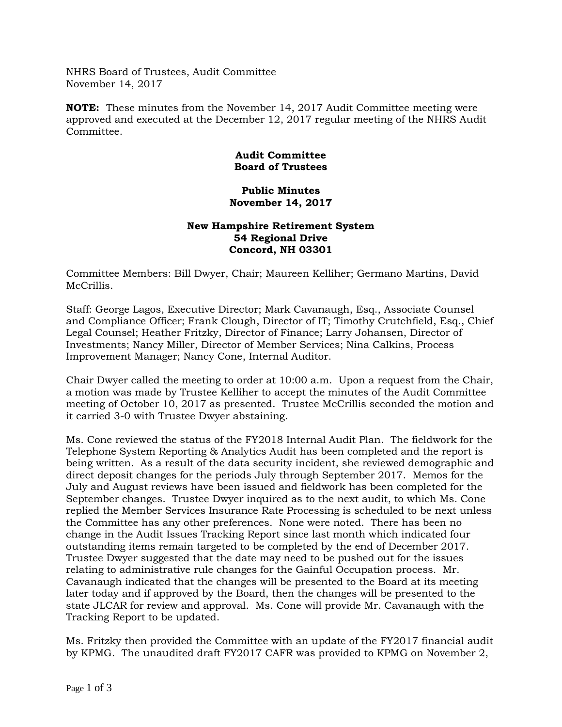NHRS Board of Trustees, Audit Committee
November 14, 2017

**NOTE:** These minutes from the November 14, 2017 Audit Committee meeting were approved and executed at the December 12, 2017 regular meeting of the NHRS Audit Committee.

**Audit Committee**
**Board of Trustees**

**Public Minutes**
**November 14, 2017**

**New Hampshire Retirement System**
**54 Regional Drive**
**Concord, NH 03301**

Committee Members: Bill Dwyer, Chair; Maureen Kelliher; Germano Martins, David McCrillis.

Staff: George Lagos, Executive Director; Mark Cavanaugh, Esq., Associate Counsel and Compliance Officer; Frank Clough, Director of IT; Timothy Crutchfield, Esq., Chief Legal Counsel; Heather Fritzky, Director of Finance; Larry Johansen, Director of Investments; Nancy Miller, Director of Member Services; Nina Calkins, Process Improvement Manager; Nancy Cone, Internal Auditor.

Chair Dwyer called the meeting to order at 10:00 a.m. Upon a request from the Chair, a motion was made by Trustee Kelliher to accept the minutes of the Audit Committee meeting of October 10, 2017 as presented. Trustee McCrillis seconded the motion and it carried 3-0 with Trustee Dwyer abstaining.

Ms. Cone reviewed the status of the FY2018 Internal Audit Plan. The fieldwork for the Telephone System Reporting & Analytics Audit has been completed and the report is being written. As a result of the data security incident, she reviewed demographic and direct deposit changes for the periods July through September 2017. Memos for the July and August reviews have been issued and fieldwork has been completed for the September changes. Trustee Dwyer inquired as to the next audit, to which Ms. Cone replied the Member Services Insurance Rate Processing is scheduled to be next unless the Committee has any other preferences. None were noted. There has been no change in the Audit Issues Tracking Report since last month which indicated four outstanding items remain targeted to be completed by the end of December 2017. Trustee Dwyer suggested that the date may need to be pushed out for the issues relating to administrative rule changes for the Gainful Occupation process. Mr. Cavanaugh indicated that the changes will be presented to the Board at its meeting later today and if approved by the Board, then the changes will be presented to the state JLCAR for review and approval. Ms. Cone will provide Mr. Cavanaugh with the Tracking Report to be updated.

Ms. Fritzky then provided the Committee with an update of the FY2017 financial audit by KPMG. The unaudited draft FY2017 CAFR was provided to KPMG on November 2,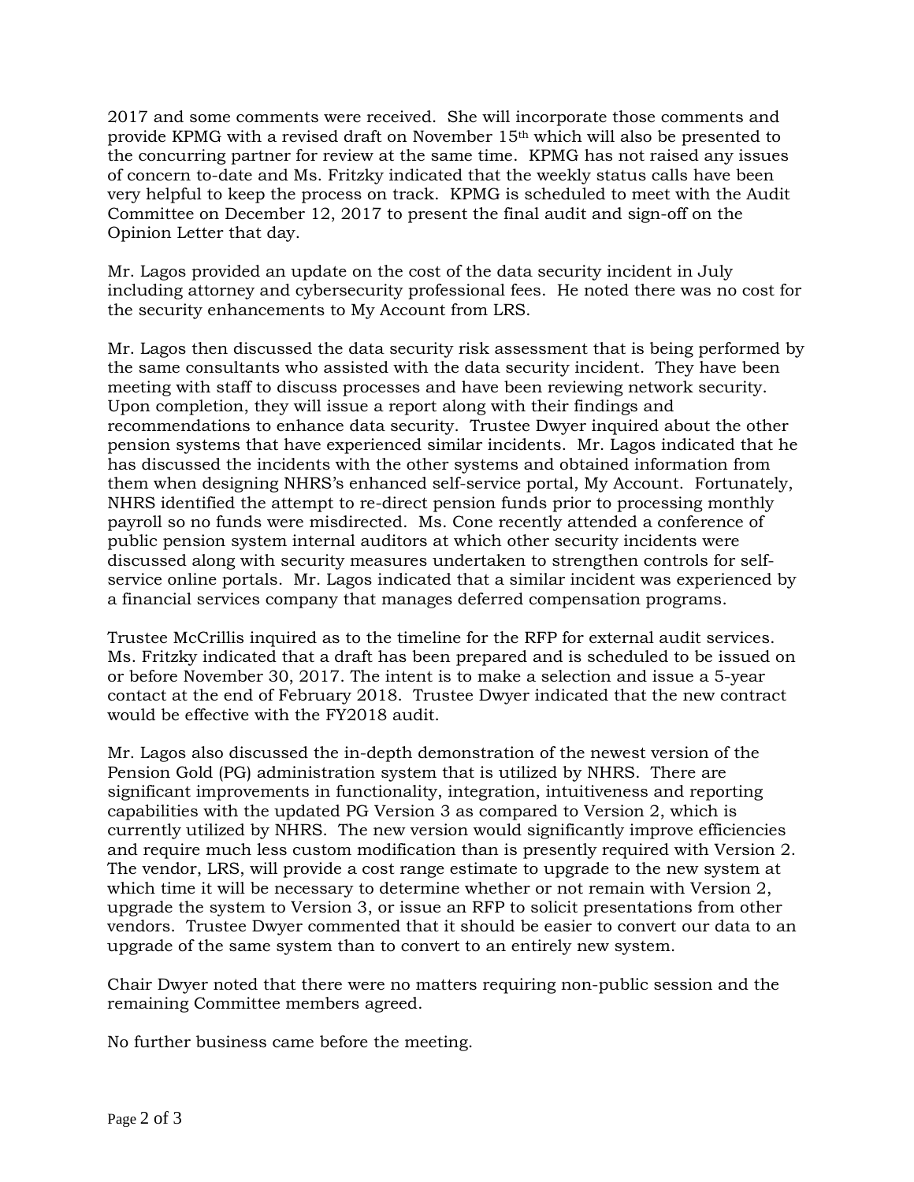2017 and some comments were received. She will incorporate those comments and provide KPMG with a revised draft on November 15th which will also be presented to the concurring partner for review at the same time. KPMG has not raised any issues of concern to-date and Ms. Fritzky indicated that the weekly status calls have been very helpful to keep the process on track. KPMG is scheduled to meet with the Audit Committee on December 12, 2017 to present the final audit and sign-off on the Opinion Letter that day.

Mr. Lagos provided an update on the cost of the data security incident in July including attorney and cybersecurity professional fees. He noted there was no cost for the security enhancements to My Account from LRS.

Mr. Lagos then discussed the data security risk assessment that is being performed by the same consultants who assisted with the data security incident. They have been meeting with staff to discuss processes and have been reviewing network security. Upon completion, they will issue a report along with their findings and recommendations to enhance data security. Trustee Dwyer inquired about the other pension systems that have experienced similar incidents. Mr. Lagos indicated that he has discussed the incidents with the other systems and obtained information from them when designing NHRS's enhanced self-service portal, My Account. Fortunately, NHRS identified the attempt to re-direct pension funds prior to processing monthly payroll so no funds were misdirected. Ms. Cone recently attended a conference of public pension system internal auditors at which other security incidents were discussed along with security measures undertaken to strengthen controls for self-service online portals. Mr. Lagos indicated that a similar incident was experienced by a financial services company that manages deferred compensation programs.

Trustee McCrillis inquired as to the timeline for the RFP for external audit services. Ms. Fritzky indicated that a draft has been prepared and is scheduled to be issued on or before November 30, 2017. The intent is to make a selection and issue a 5-year contact at the end of February 2018. Trustee Dwyer indicated that the new contract would be effective with the FY2018 audit.

Mr. Lagos also discussed the in-depth demonstration of the newest version of the Pension Gold (PG) administration system that is utilized by NHRS. There are significant improvements in functionality, integration, intuitiveness and reporting capabilities with the updated PG Version 3 as compared to Version 2, which is currently utilized by NHRS. The new version would significantly improve efficiencies and require much less custom modification than is presently required with Version 2. The vendor, LRS, will provide a cost range estimate to upgrade to the new system at which time it will be necessary to determine whether or not remain with Version 2, upgrade the system to Version 3, or issue an RFP to solicit presentations from other vendors. Trustee Dwyer commented that it should be easier to convert our data to an upgrade of the same system than to convert to an entirely new system.

Chair Dwyer noted that there were no matters requiring non-public session and the remaining Committee members agreed.

No further business came before the meeting.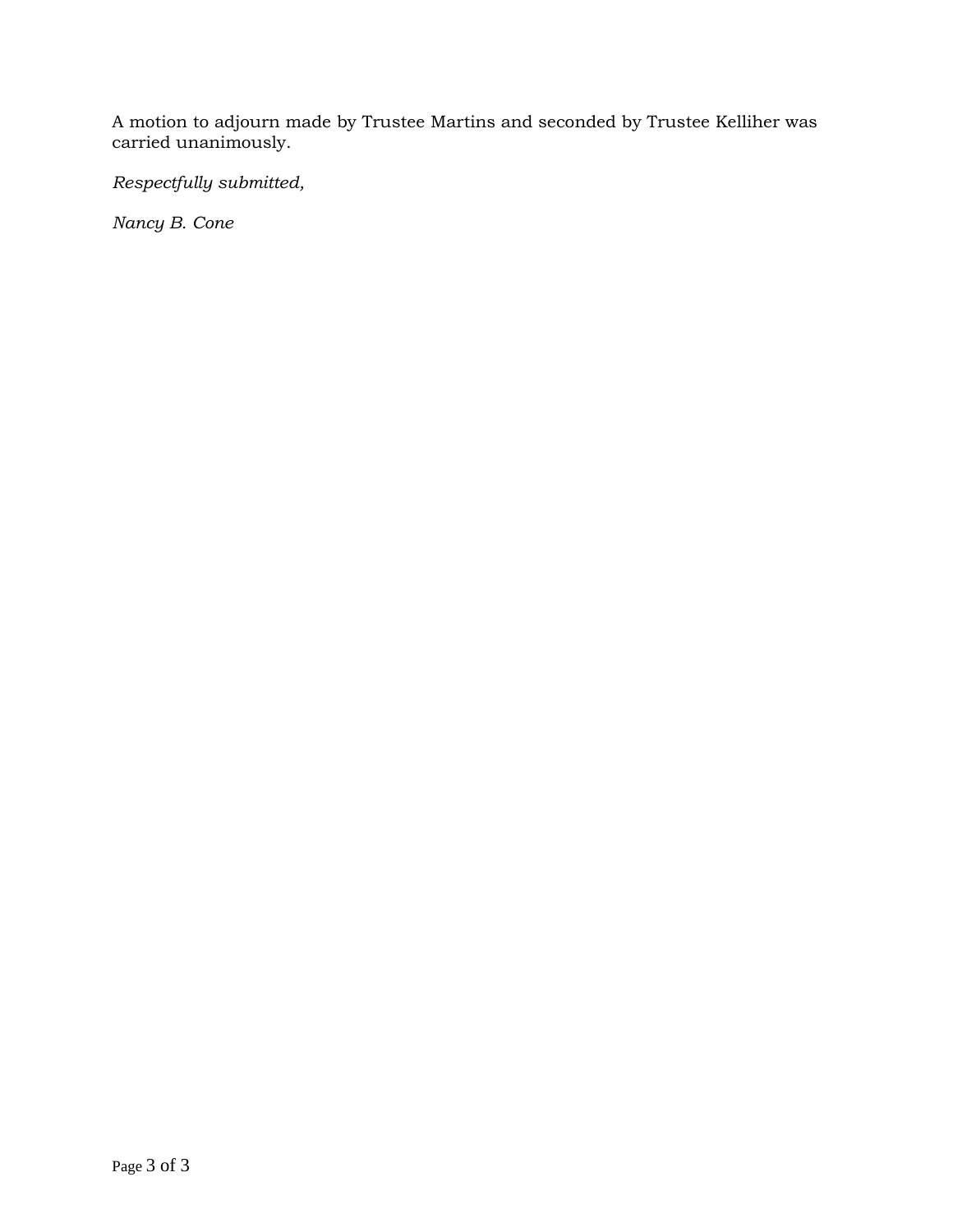A motion to adjourn made by Trustee Martins and seconded by Trustee Kelliher was carried unanimously.

*Respectfully submitted,*

*Nancy B. Cone*